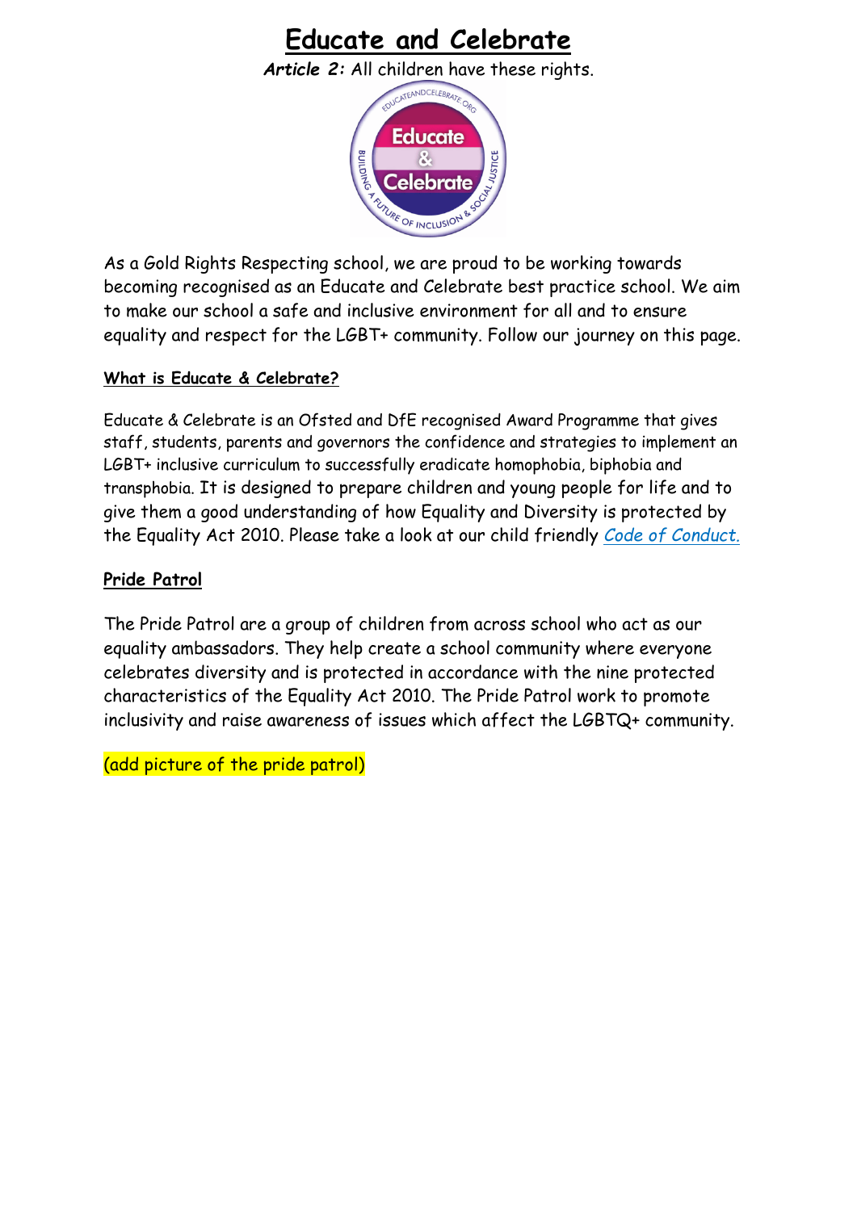# Educate and Celebrate

***Article 2:*** All children have these rights.

As a Gold Rights Respecting school, we are proud to be working towards becoming recognised as an Educate and Celebrate best practice school. We aim to make our school a safe and inclusive environment for all and to ensure equality and respect for the LGBT+ community. Follow our journey on this page.

## What is Educate & Celebrate?

Educate & Celebrate is an Ofsted and DfE recognised Award Programme that gives staff, students, parents and governors the confidence and strategies to implement an LGBT+ inclusive curriculum to successfully eradicate homophobia, biphobia and transphobia. It is designed to prepare children and young people for life and to give them a good understanding of how Equality and Diversity is protected by the Equality Act 2010. Please take a look at our child friendly *Code of Conduct.*

## Pride Patrol

The Pride Patrol are a group of children from across school who act as our equality ambassadors. They help create a school community where everyone celebrates diversity and is protected in accordance with the nine protected characteristics of the Equality Act 2010. The Pride Patrol work to promote inclusivity and raise awareness of issues which affect the LGBTQ+ community.

(add picture of the pride patrol)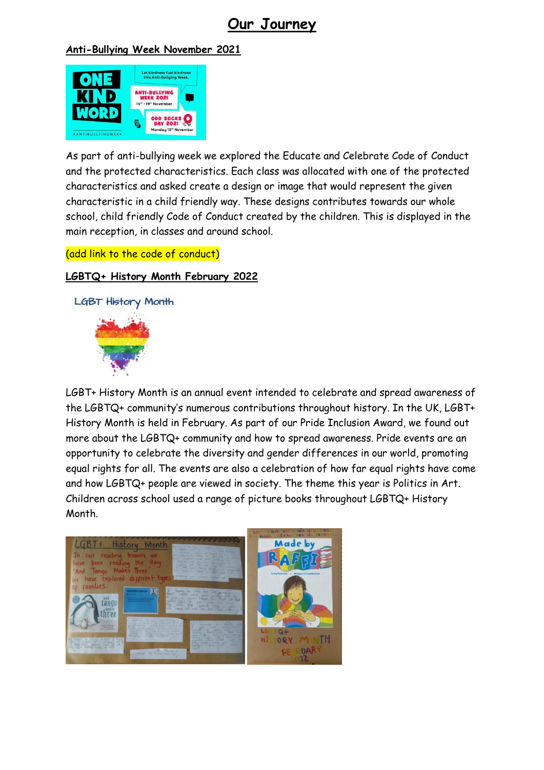# Our Journey

## Anti-Bullying Week November 2021

As part of anti-bullying week we explored the Educate and Celebrate Code of Conduct and the protected characteristics. Each class was allocated with one of the protected characteristics and asked create a design or image that would represent the given characteristic in a child friendly way. These designs contributes towards our whole school, child friendly Code of Conduct created by the children. This is displayed in the main reception, in classes and around school.

(add link to the code of conduct)

## LGBTQ+ History Month February 2022

LGBT+ History Month is an annual event intended to celebrate and spread awareness of the LGBTQ+ community's numerous contributions throughout history. In the UK, LGBT+ History Month is held in February. As part of our Pride Inclusion Award, we found out more about the LGBTQ+ community and how to spread awareness. Pride events are an opportunity to celebrate the diversity and gender differences in our world, promoting equal rights for all. The events are also a celebration of how far equal rights have come and how LGBTQ+ people are viewed in society. The theme this year is Politics in Art. Children across school used a range of picture books throughout LGBTQ+ History Month.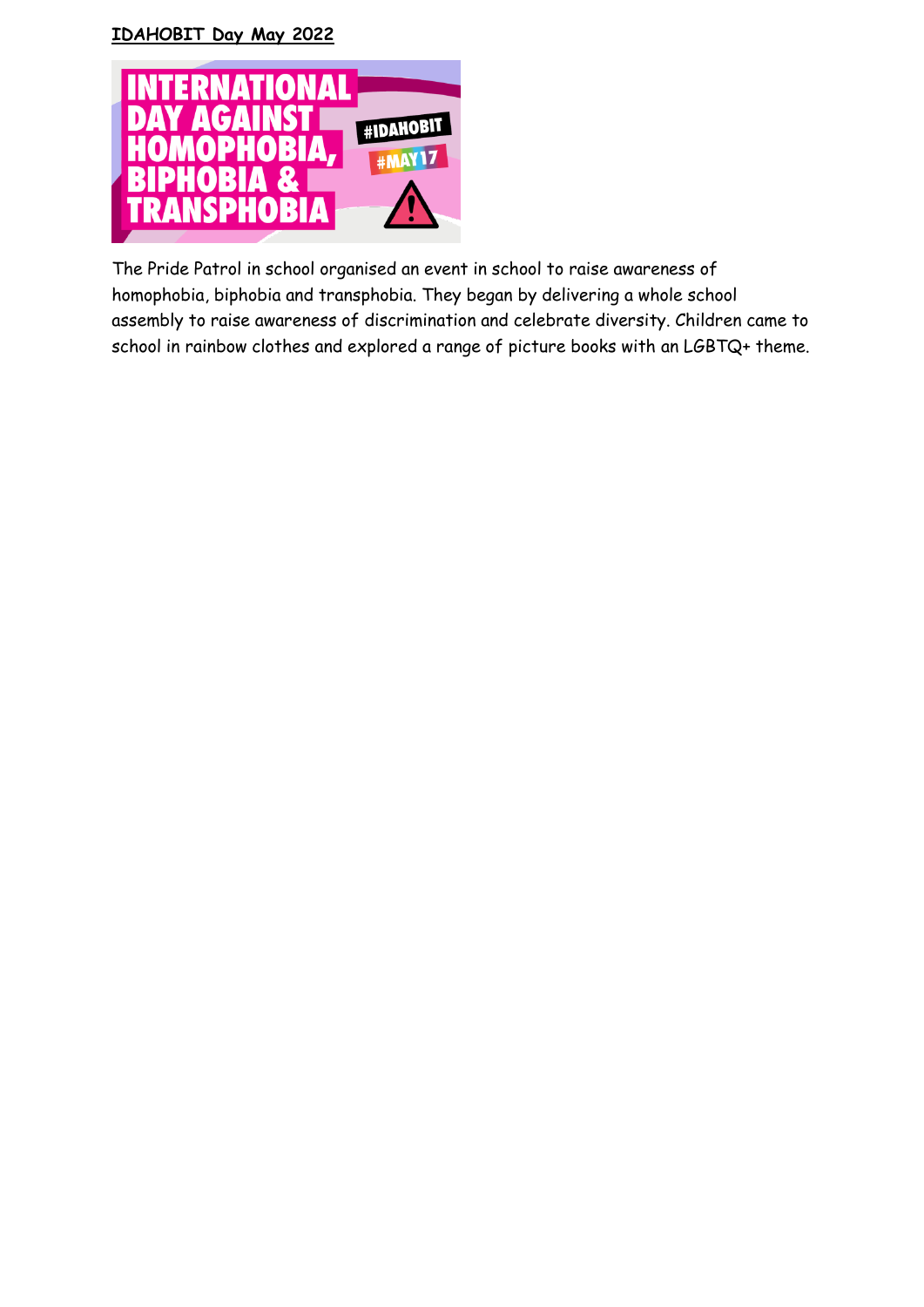**IDAHOBIT Day May 2022**

The Pride Patrol in school organised an event in school to raise awareness of homophobia, biphobia and transphobia. They began by delivering a whole school assembly to raise awareness of discrimination and celebrate diversity. Children came to school in rainbow clothes and explored a range of picture books with an LGBTQ+ theme.